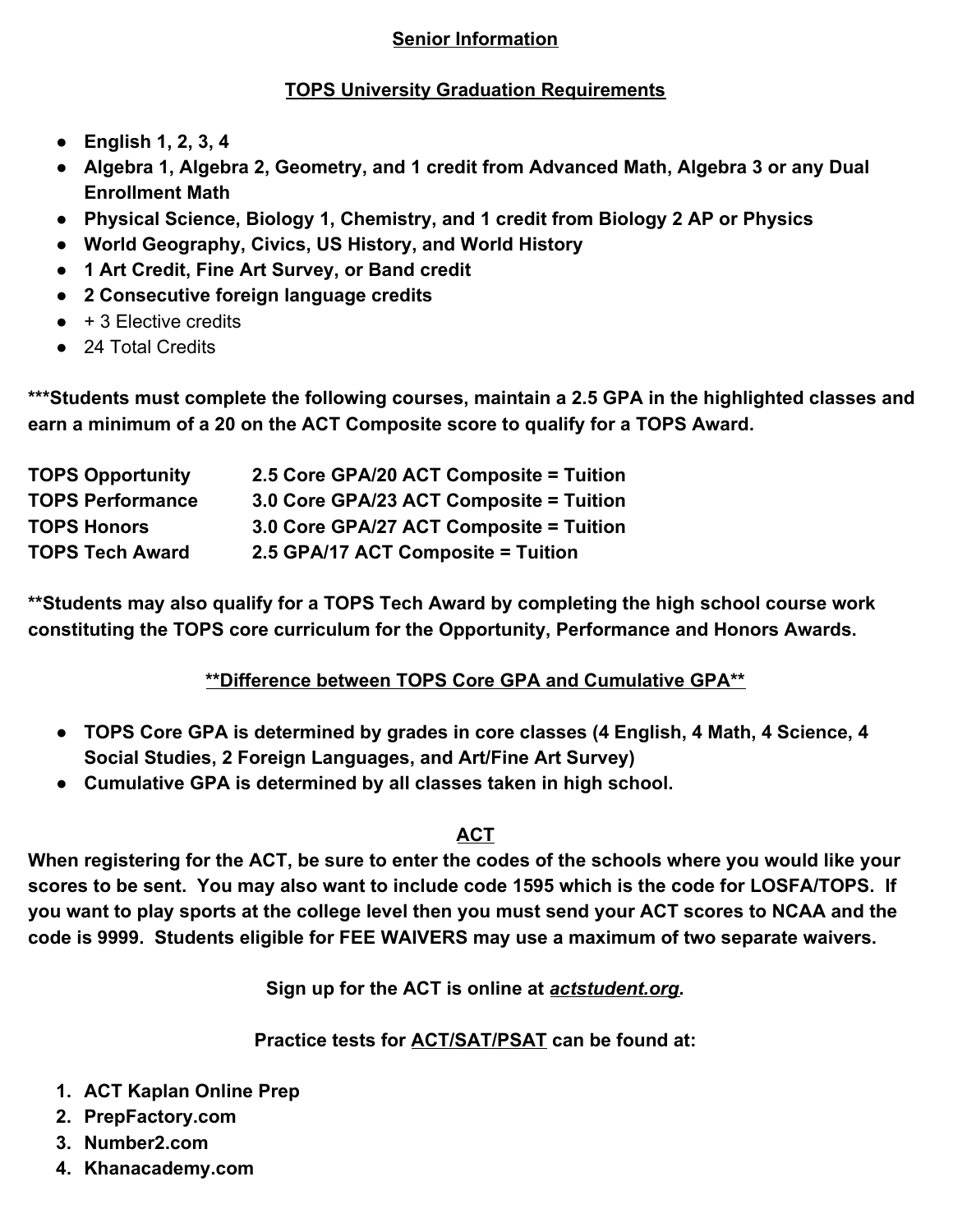## **Senior Information**

## **TOPS University Graduation Requirements**

- **English 1, 2, 3, 4**
- **Algebra 1, Algebra 2, Geometry, and 1 credit from Advanced Math, Algebra 3 or any Dual Enrollment Math**
- **Physical Science, Biology 1, Chemistry, and 1 credit from Biology 2 AP or Physics**
- **World Geography, Civics, US History, and World History**
- **1 Art Credit, Fine Art Survey, or Band credit**
- **2 Consecutive foreign language credits**
- + 3 Elective credits
- 24 Total Credits

**\*\*\*Students must complete the following courses, maintain a 2.5 GPA in the highlighted classes and earn a minimum of a 20 on the ACT Composite score to qualify for a TOPS Award.**

| | |
|---|---|
| **TOPS Opportunity** | **2.5 Core GPA/20 ACT Composite = Tuition** |
| **TOPS Performance** | **3.0 Core GPA/23 ACT Composite = Tuition** |
| **TOPS Honors** | **3.0 Core GPA/27 ACT Composite = Tuition** |
| **TOPS Tech Award** | **2.5 GPA/17 ACT Composite = Tuition** |

**\*\*Students may also qualify for a TOPS Tech Award by completing the high school course work constituting the TOPS core curriculum for the Opportunity, Performance and Honors Awards.**

## **\*\*Difference between TOPS Core GPA and Cumulative GPA\*\***

- **TOPS Core GPA is determined by grades in core classes (4 English, 4 Math, 4 Science, 4 Social Studies, 2 Foreign Languages, and Art/Fine Art Survey)**
- **Cumulative GPA is determined by all classes taken in high school.**

## **ACT**

**When registering for the ACT, be sure to enter the codes of the schools where you would like your scores to be sent. You may also want to include code 1595 which is the code for LOSFA/TOPS. If you want to play sports at the college level then you must send your ACT scores to NCAA and the code is 9999. Students eligible for FEE WAIVERS may use a maximum of two separate waivers.**

**Sign up for the ACT is online at *actstudent.org*.**

**Practice tests for ACT/SAT/PSAT can be found at:**

1. **ACT Kaplan Online Prep**
2. **PrepFactory.com**
3. **Number2.com**
4. **Khanacademy.com**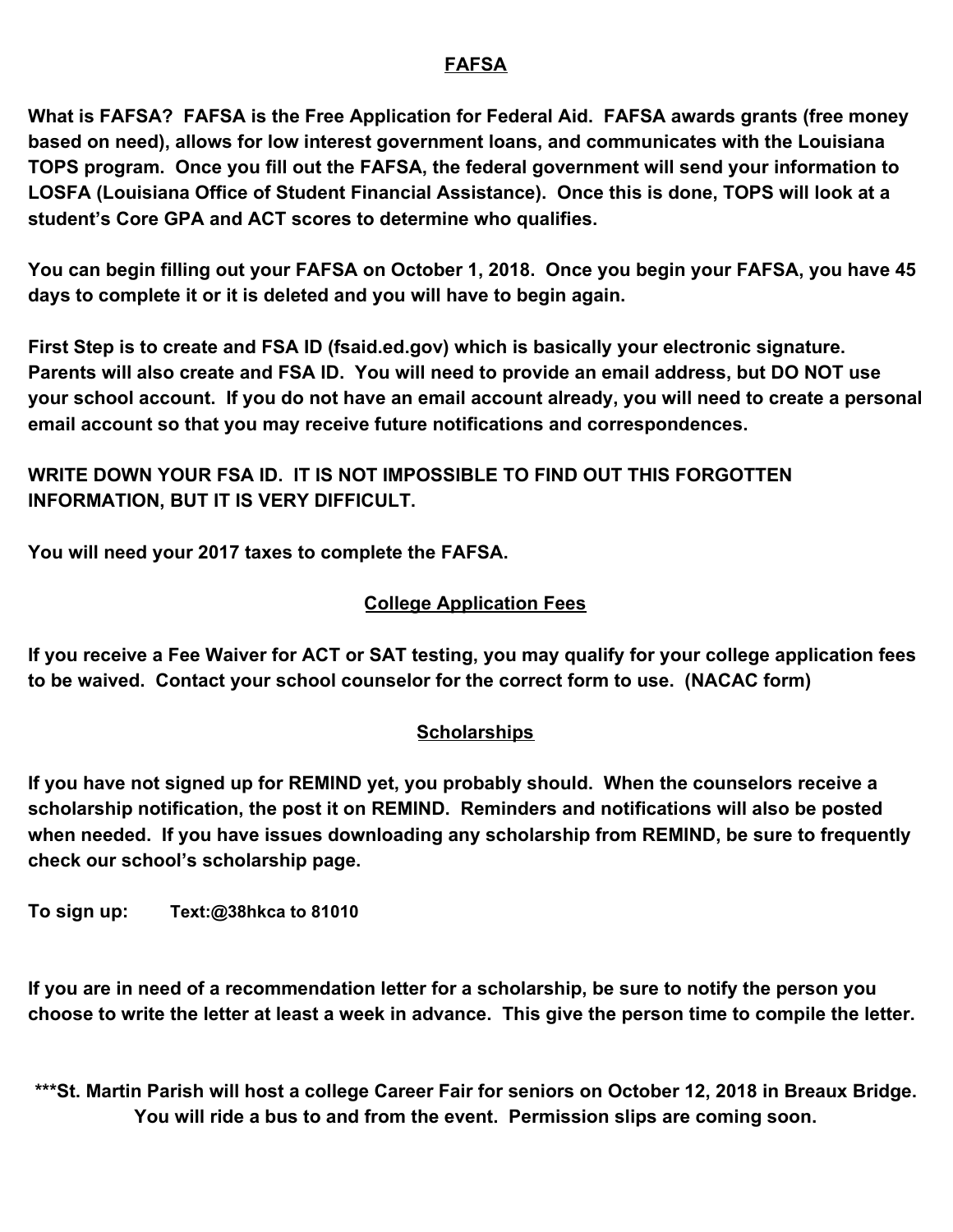## FAFSA

**What is FAFSA? FAFSA is the Free Application for Federal Aid. FAFSA awards grants (free money based on need), allows for low interest government loans, and communicates with the Louisiana TOPS program. Once you fill out the FAFSA, the federal government will send your information to LOSFA (Louisiana Office of Student Financial Assistance). Once this is done, TOPS will look at a student's Core GPA and ACT scores to determine who qualifies.**

**You can begin filling out your FAFSA on October 1, 2018. Once you begin your FAFSA, you have 45 days to complete it or it is deleted and you will have to begin again.**

**First Step is to create and FSA ID (fsaid.ed.gov) which is basically your electronic signature. Parents will also create and FSA ID. You will need to provide an email address, but DO NOT use your school account. If you do not have an email account already, you will need to create a personal email account so that you may receive future notifications and correspondences.**

**WRITE DOWN YOUR FSA ID. IT IS NOT IMPOSSIBLE TO FIND OUT THIS FORGOTTEN INFORMATION, BUT IT IS VERY DIFFICULT.**

**You will need your 2017 taxes to complete the FAFSA.**

## College Application Fees

**If you receive a Fee Waiver for ACT or SAT testing, you may qualify for your college application fees to be waived. Contact your school counselor for the correct form to use. (NACAC form)**

## Scholarships

**If you have not signed up for REMIND yet, you probably should. When the counselors receive a scholarship notification, the post it on REMIND. Reminders and notifications will also be posted when needed. If you have issues downloading any scholarship from REMIND, be sure to frequently check our school's scholarship page.**

**To sign up:** **Text:@38hkca to 81010**

**If you are in need of a recommendation letter for a scholarship, be sure to notify the person you choose to write the letter at least a week in advance. This give the person time to compile the letter.**

**\*\*\*St. Martin Parish will host a college Career Fair for seniors on October 12, 2018 in Breaux Bridge. You will ride a bus to and from the event. Permission slips are coming soon.**